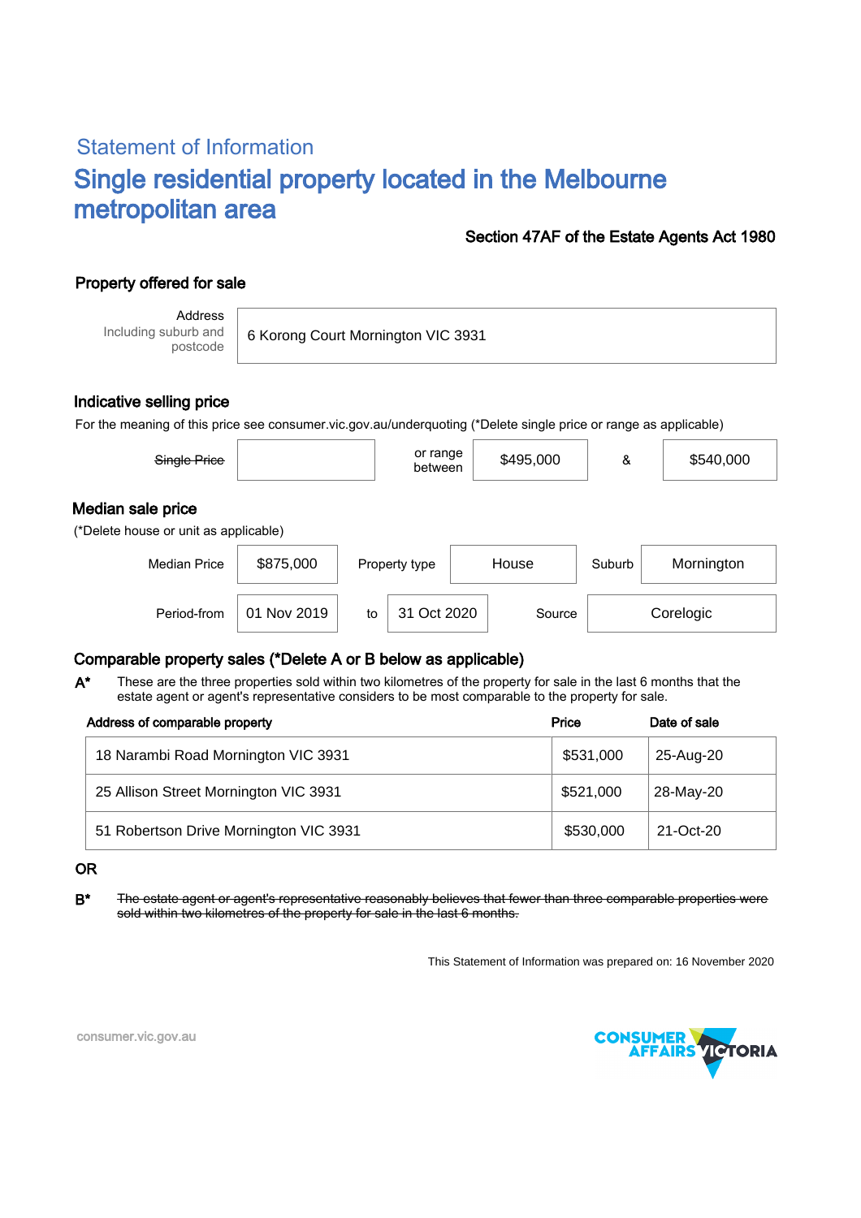## Statement of Information

# Single residential property located in the Melbourne metropolitan area

**Section 47AF of the Estate Agents Act 1980**

### Property offered for sale

| Address Including suburb and postcode | 6 Korong Court Mornington VIC 3931 |
|---|---|

### Indicative selling price

For the meaning of this price see consumer.vic.gov.au/underquoting (*Delete single price or range as applicable)

| ~~Single Price~~ | | or range between | $495,000 | & | $540,000 |
|---|---|---|---|---|---|

### Median sale price

(*Delete house or unit as applicable)

| Median Price | $875,000 | Property type | House | Suburb | Mornington |
|---|---|---|---|---|---|
| Period-from | 01 Nov 2019 | to | 31 Oct 2020 | Source | Corelogic |

### Comparable property sales (*Delete A or B below as applicable)

**A*** These are the three properties sold within two kilometres of the property for sale in the last 6 months that the estate agent or agent's representative considers to be most comparable to the property for sale.

| Address of comparable property | Price | Date of sale |
|---|---|---|
| 18 Narambi Road Mornington VIC 3931 | $531,000 | 25-Aug-20 |
| 25 Allison Street Mornington VIC 3931 | $521,000 | 28-May-20 |
| 51 Robertson Drive Mornington VIC 3931 | $530,000 | 21-Oct-20 |

**OR**

**B*** ~~The estate agent or agent's representative reasonably believes that fewer than three comparable properties were sold within two kilometres of the property for sale in the last 6 months.~~

This Statement of Information was prepared on: 16 November 2020

consumer.vic.gov.au

CONSUMER AFFAIRS VICTORIA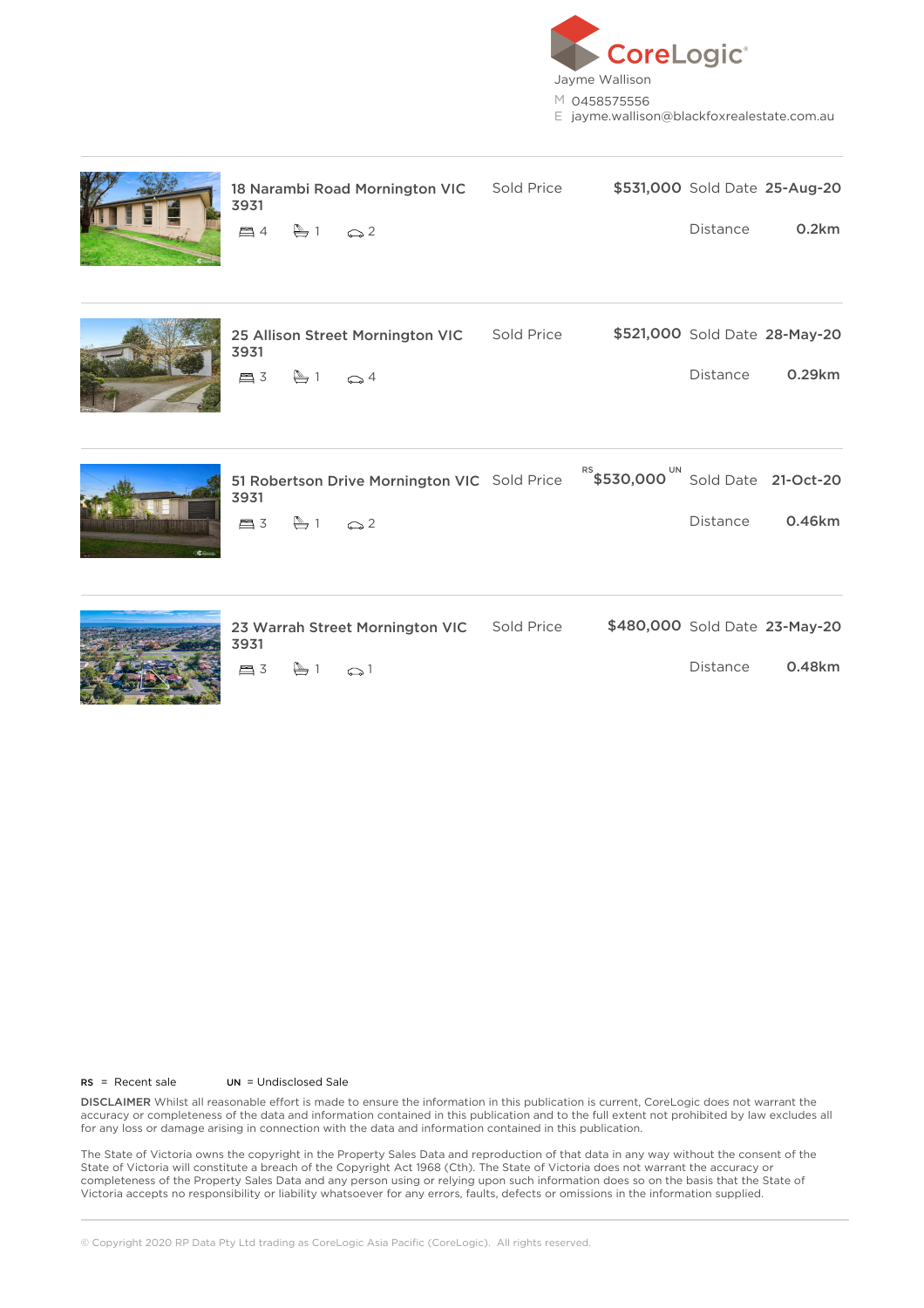CoreLogic

Jayme Wallison

M 0458575556

E jayme.wallison@blackfoxrealestate.com.au

| Address | Beds | Baths | Cars | Sold Price | Sold Date | Distance |
|---|---|---|---|---|---|---|
| 18 Narambi Road Mornington VIC 3931 | 4 | 1 | 2 | $531,000 | 25-Aug-20 | 0.2km |
| 25 Allison Street Mornington VIC 3931 | 3 | 1 | 4 | $521,000 | 28-May-20 | 0.29km |
| 51 Robertson Drive Mornington VIC 3931 | 3 | 1 | 2 | RS $530,000 UN | 21-Oct-20 | 0.46km |
| 23 Warrah Street Mornington VIC 3931 | 3 | 1 | 1 | $480,000 | 23-May-20 | 0.48km |

**RS** = Recent sale **UN** = Undisclosed Sale

**DISCLAIMER** Whilst all reasonable effort is made to ensure the information in this publication is current, CoreLogic does not warrant the accuracy or completeness of the data and information contained in this publication and to the full extent not prohibited by law excludes all for any loss or damage arising in connection with the data and information contained in this publication.

The State of Victoria owns the copyright in the Property Sales Data and reproduction of that data in any way without the consent of the State of Victoria will constitute a breach of the Copyright Act 1968 (Cth). The State of Victoria does not warrant the accuracy or completeness of the Property Sales Data and any person using or relying upon such information does so on the basis that the State of Victoria accepts no responsibility or liability whatsoever for any errors, faults, defects or omissions in the information supplied.

© Copyright 2020 RP Data Pty Ltd trading as CoreLogic Asia Pacific (CoreLogic). All rights reserved.